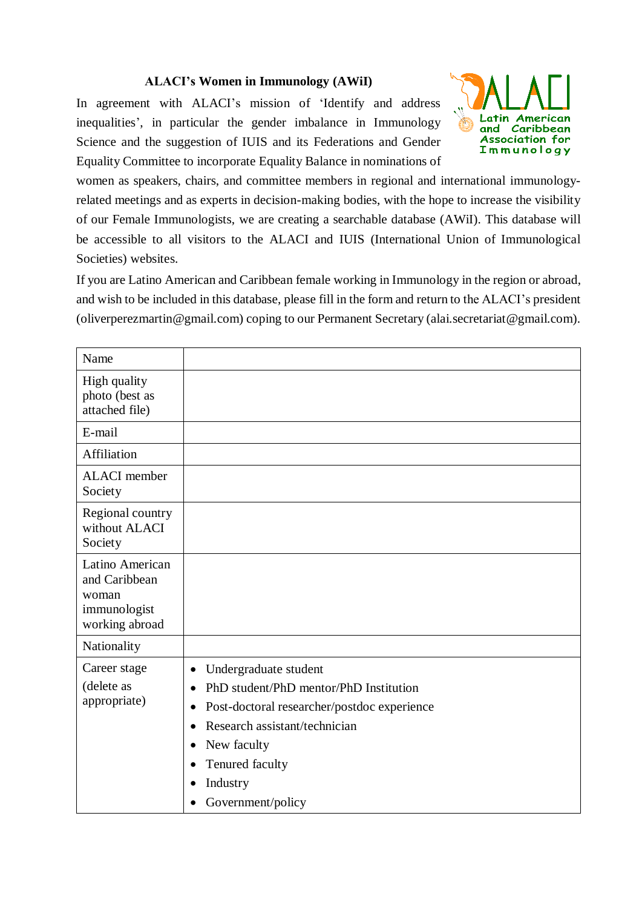# ALACI's Women in Immunology (AWiI)

In agreement with ALACI's mission of 'Identify and address inequalities', in particular the gender imbalance in Immunology Science and the suggestion of IUIS and its Federations and Gender Equality Committee to incorporate Equality Balance in nominations of women as speakers, chairs, and committee members in regional and international immunology-related meetings and as experts in decision-making bodies, with the hope to increase the visibility of our Female Immunologists, we are creating a searchable database (AWiI). This database will be accessible to all visitors to the ALACI and IUIS (International Union of Immunological Societies) websites.

If you are Latino American and Caribbean female working in Immunology in the region or abroad, and wish to be included in this database, please fill in the form and return to the ALACI's president (oliverperezmartin@gmail.com) coping to our Permanent Secretary (alai.secretariat@gmail.com).

| Name | |
|---|---|
| High quality photo (best as attached file) | |
| E-mail | |
| Affiliation | |
| ALACI member Society | |
| Regional country without ALACI Society | |
| Latino American and Caribbean woman immunologist working abroad | |
| Nationality | |
| Career stage (delete as appropriate) | • Undergraduate student<br>• PhD student/PhD mentor/PhD Institution<br>• Post-doctoral researcher/postdoc experience<br>• Research assistant/technician<br>• New faculty<br>• Tenured faculty<br>• Industry<br>• Government/policy |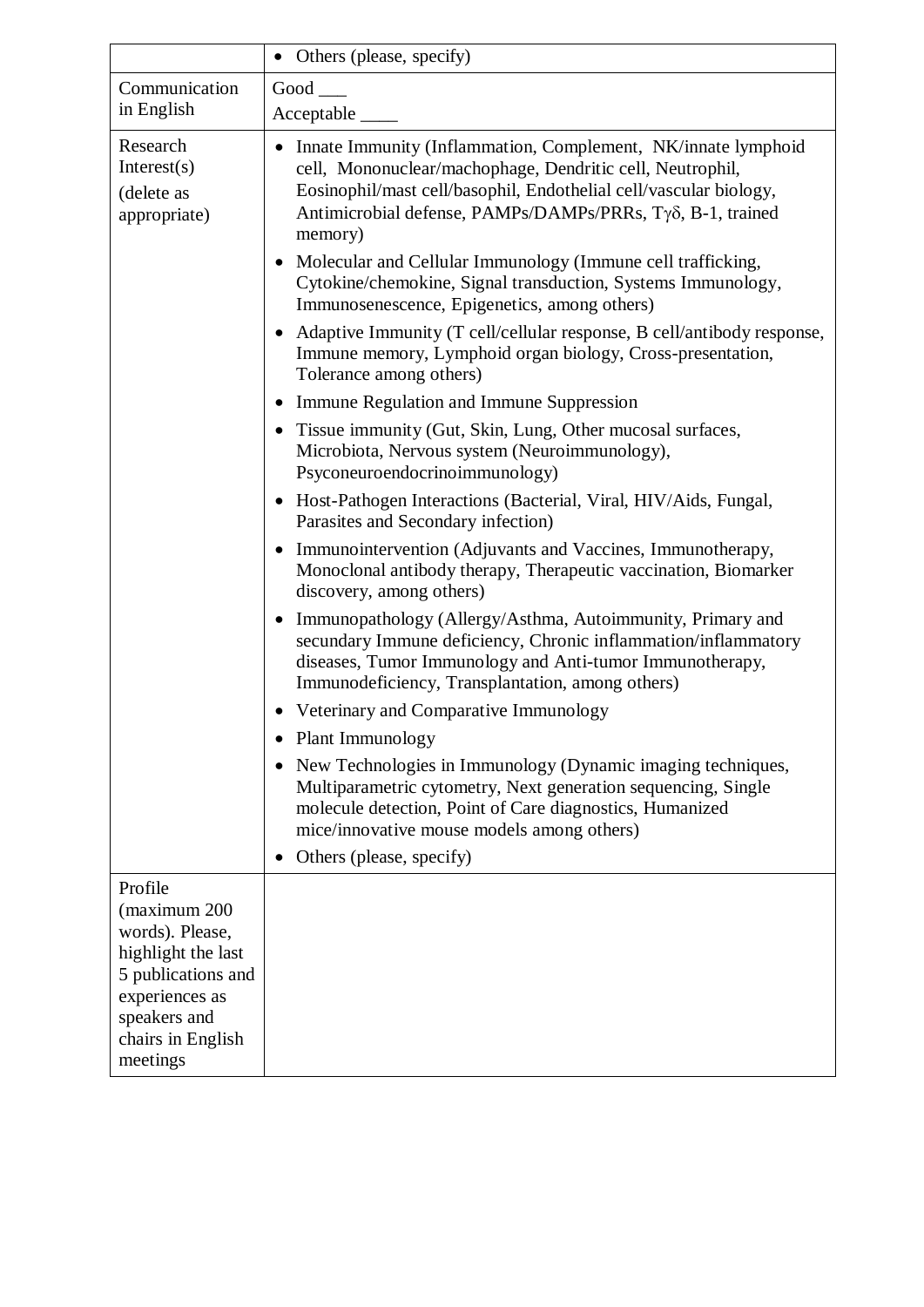| | |
|---|---|
| | • Others (please, specify) |
| Communication in English | Good ___<br>Acceptable ____ |
| Research Interest(s)<br>(delete as appropriate) | • Innate Immunity (Inflammation, Complement, NK/innate lymphoid cell, Mononuclear/machophage, Dendritic cell, Neutrophil, Eosinophil/mast cell/basophil, Endothelial cell/vascular biology, Antimicrobial defense, PAMPs/DAMPs/PRRs, Tγδ, B-1, trained memory)<br>• Molecular and Cellular Immunology (Immune cell trafficking, Cytokine/chemokine, Signal transduction, Systems Immunology, Immunosenescence, Epigenetics, among others)<br>• Adaptive Immunity (T cell/cellular response, B cell/antibody response, Immune memory, Lymphoid organ biology, Cross-presentation, Tolerance among others)<br>• Immune Regulation and Immune Suppression<br>• Tissue immunity (Gut, Skin, Lung, Other mucosal surfaces, Microbiota, Nervous system (Neuroimmunology), Psyconeuroendocrinoimmunology)<br>• Host-Pathogen Interactions (Bacterial, Viral, HIV/Aids, Fungal, Parasites and Secondary infection)<br>• Immunointervention (Adjuvants and Vaccines, Immunotherapy, Monoclonal antibody therapy, Therapeutic vaccination, Biomarker discovery, among others)<br>• Immunopathology (Allergy/Asthma, Autoimmunity, Primary and secundary Immune deficiency, Chronic inflammation/inflammatory diseases, Tumor Immunology and Anti-tumor Immunotherapy, Immunodeficiency, Transplantation, among others)<br>• Veterinary and Comparative Immunology<br>• Plant Immunology<br>• New Technologies in Immunology (Dynamic imaging techniques, Multiparametric cytometry, Next generation sequencing, Single molecule detection, Point of Care diagnostics, Humanized mice/innovative mouse models among others)<br>• Others (please, specify) |
| Profile (maximum 200 words). Please, highlight the last 5 publications and experiences as speakers and chairs in English meetings | |